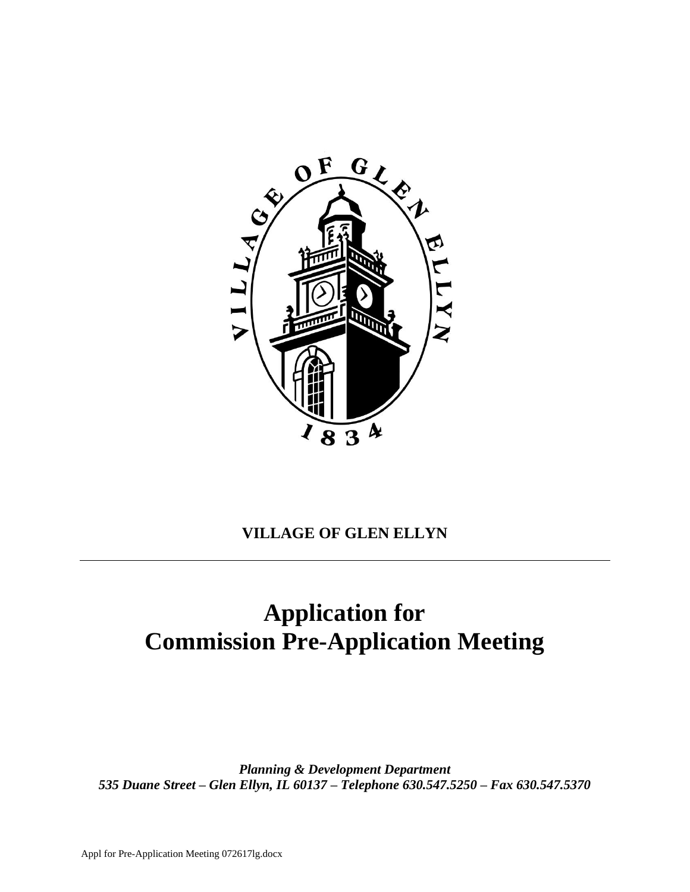**VILLAGE OF GLEN ELLYN**

---

# Application for Commission Pre-Application Meeting

***Planning & Development Department***
***535 Duane Street – Glen Ellyn, IL 60137 – Telephone 630.547.5250 – Fax 630.547.5370***

Appl for Pre-Application Meeting 072617lg.docx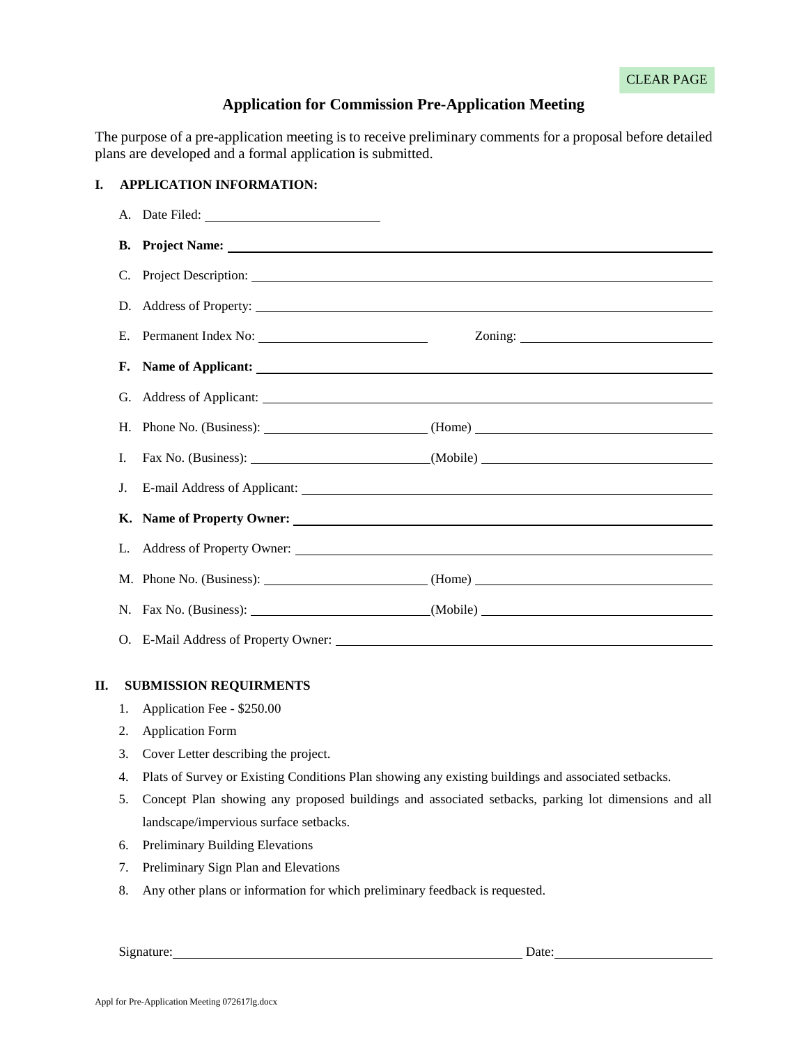CLEAR PAGE

## Application for Commission Pre-Application Meeting

The purpose of a pre-application meeting is to receive preliminary comments for a proposal before detailed plans are developed and a formal application is submitted.

### I. APPLICATION INFORMATION:

A. Date Filed: ______________________

**B. Project Name:** ______________________

C. Project Description: ______________________

D. Address of Property: ______________________

E. Permanent Index No: ______________________ Zoning: ______________________

**F. Name of Applicant:** ______________________

G. Address of Applicant: ______________________

H. Phone No. (Business): ______________________ (Home) ______________________

I. Fax No. (Business): ______________________ (Mobile) ______________________

J. E-mail Address of Applicant: ______________________

**K. Name of Property Owner:** ______________________

L. Address of Property Owner: ______________________

M. Phone No. (Business): ______________________ (Home) ______________________

N. Fax No. (Business): ______________________ (Mobile) ______________________

O. E-Mail Address of Property Owner: ______________________

### II. SUBMISSION REQUIRMENTS

1. Application Fee - $250.00
2. Application Form
3. Cover Letter describing the project.
4. Plats of Survey or Existing Conditions Plan showing any existing buildings and associated setbacks.
5. Concept Plan showing any proposed buildings and associated setbacks, parking lot dimensions and all landscape/impervious surface setbacks.
6. Preliminary Building Elevations
7. Preliminary Sign Plan and Elevations
8. Any other plans or information for which preliminary feedback is requested.

Signature: ______________________ Date: ______________________

Appl for Pre-Application Meeting 072617lg.docx